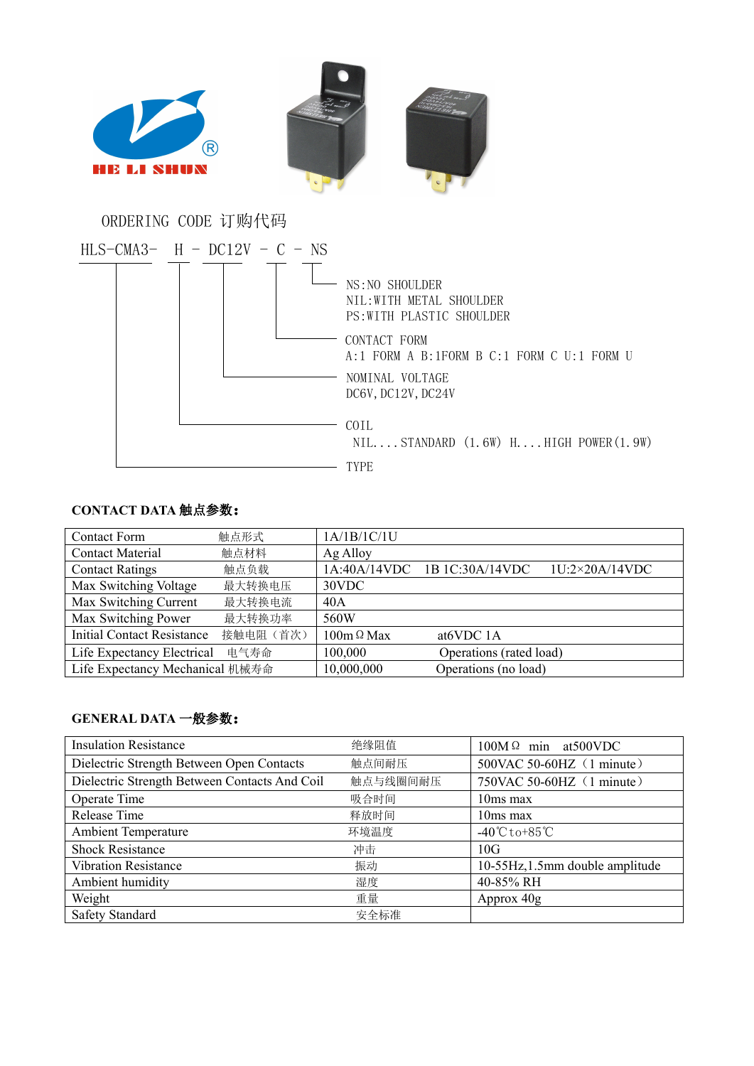HE LI SHUN

ORDERING CODE 订购代码

```
HLS-CMA3-  H  -  DC12V  -  C  -  NS
```

- NS: NO SHOULDER
  NIL: WITH METAL SHOULDER
  PS: WITH PLASTIC SHOULDER
- CONTACT FORM
  A:1 FORM A B:1FORM B C:1 FORM C U:1 FORM U
- NOMINAL VOLTAGE
  DC6V, DC12V, DC24V
- COIL
  NIL....STANDARD (1.6W) H....HIGH POWER(1.9W)
- TYPE

**CONTACT DATA 触点参数:**

| Contact Form 触点形式 | 1A/1B/1C/1U |
|---|---|
| Contact Material 触点材料 | Ag Alloy |
| Contact Ratings 触点负载 | 1A:40A/14VDC 1B 1C:30A/14VDC 1U:2×20A/14VDC |
| Max Switching Voltage 最大转换电压 | 30VDC |
| Max Switching Current 最大转换电流 | 40A |
| Max Switching Power 最大转换功率 | 560W |
| Initial Contact Resistance 接触电阻（首次） | 100mΩ Max at6VDC 1A |
| Life Expectancy Electrical 电气寿命 | 100,000 Operations (rated load) |
| Life Expectancy Mechanical 机械寿命 | 10,000,000 Operations (no load) |

**GENERAL DATA 一般参数:**

| Insulation Resistance | 绝缘阻值 | 100MΩ min at500VDC |
|---|---|---|
| Dielectric Strength Between Open Contacts | 触点间耐压 | 500VAC 50-60HZ（1 minute） |
| Dielectric Strength Between Contacts And Coil | 触点与线圈间耐压 | 750VAC 50-60HZ（1 minute） |
| Operate Time | 吸合时间 | 10ms max |
| Release Time | 释放时间 | 10ms max |
| Ambient Temperature | 环境温度 | -40℃to+85℃ |
| Shock Resistance | 冲击 | 10G |
| Vibration Resistance | 振动 | 10-55Hz,1.5mm double amplitude |
| Ambient humidity | 湿度 | 40-85% RH |
| Weight | 重量 | Approx 40g |
| Safety Standard | 安全标准 | |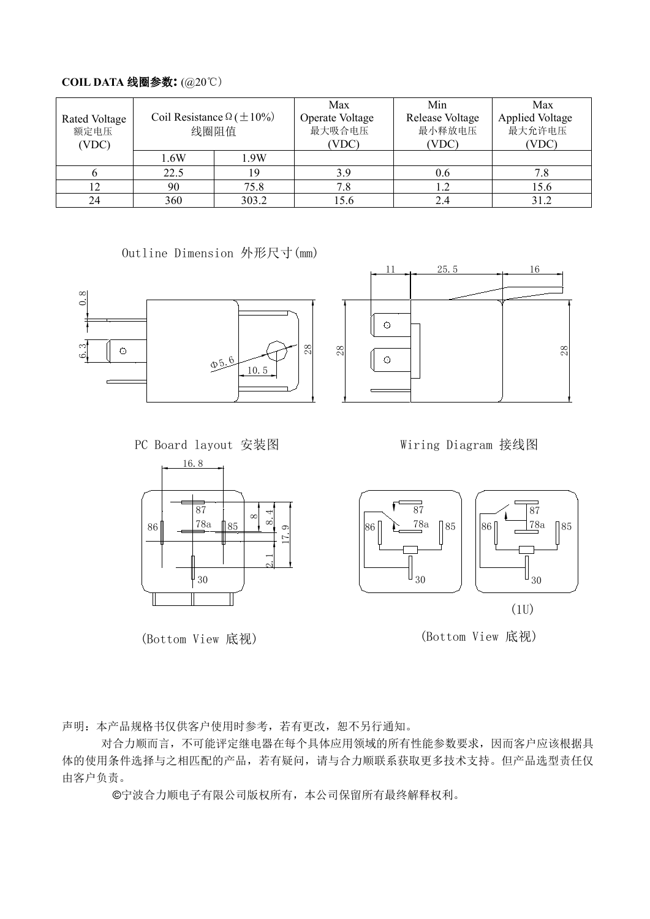**COIL DATA 线圈参数:** (@20℃)

| Rated Voltage 额定电压 (VDC) | Coil Resistance Ω(±10%) 线圈阻值 | | Max Operate Voltage 最大吸合电压 (VDC) | Min Release Voltage 最小释放电压 (VDC) | Max Applied Voltage 最大允许电压 (VDC) |
|---|---|---|---|---|---|
| | 1.6W | 1.9W | | | |
| 6 | 22.5 | 19 | 3.9 | 0.6 | 7.8 |
| 12 | 90 | 75.8 | 7.8 | 1.2 | 15.6 |
| 24 | 360 | 303.2 | 15.6 | 2.4 | 31.2 |

Outline Dimension 外形尺寸(mm)

0.8
6.3
Φ5.6
10.5
28
11
25.5
16
28
28

PC Board layout 安装图

16.8
87
78a
86
85
8
8.4
17.9
2.1
30

(Bottom View 底视)

Wiring Diagram 接线图

87
78a
86
85
30

87
78a
86
85
30

(1U)

(Bottom View 底视)

声明：本产品规格书仅供客户使用时参考，若有更改，恕不另行通知。

对合力顺而言，不可能评定继电器在每个具体应用领域的所有性能参数要求，因而客户应该根据具体的使用条件选择与之相匹配的产品，若有疑问，请与合力顺联系获取更多技术支持。但产品选型责任仅由客户负责。

©宁波合力顺电子有限公司版权所有，本公司保留所有最终解释权利。